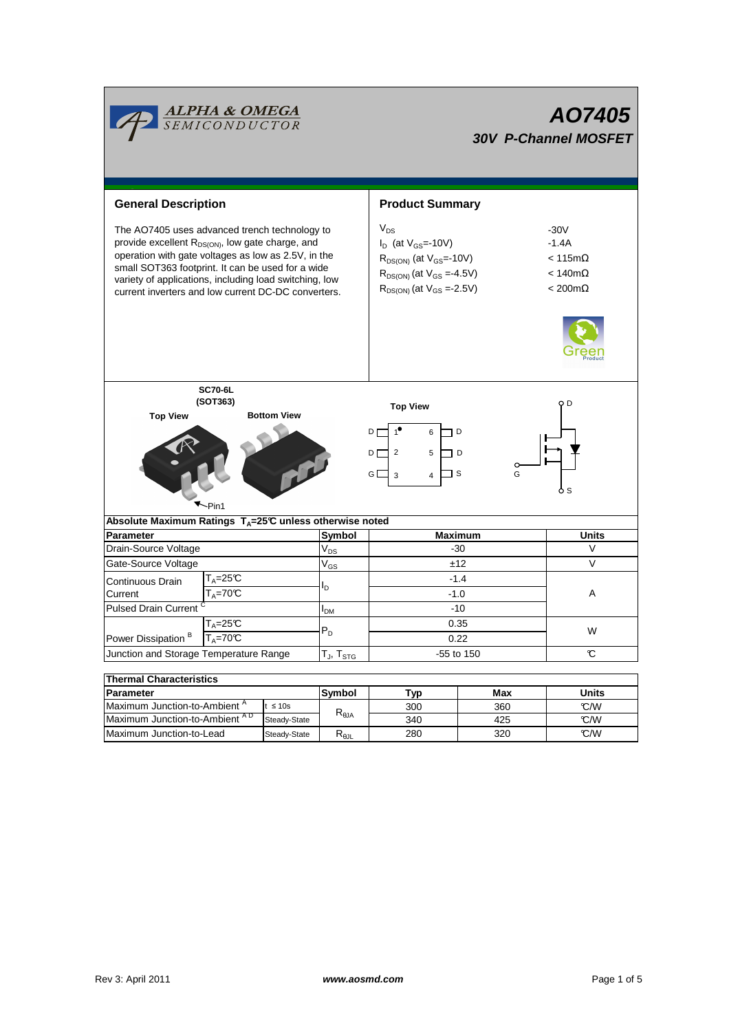ALPHA & OMEGA SEMICONDUCTOR

# AO7405

## 30V P-Channel MOSFET

## General Description

The AO7405 uses advanced trench technology to provide excellent $R_{DS(ON)}$, low gate charge, and operation with gate voltages as low as 2.5V, in the small SOT363 footprint. It can be used for a wide variety of applications, including load switching, low current inverters and low current DC-DC converters.

## Product Summary

| | |
|---|---|
| $V_{DS}$ | -30V |
| $I_D$ (at $V_{GS}$=-10V) | -1.4A |
| $R_{DS(ON)}$ (at $V_{GS}$=-10V) | < 115mΩ |
| $R_{DS(ON)}$ (at $V_{GS}$ =-4.5V) | < 140mΩ |
| $R_{DS(ON)}$ (at $V_{GS}$ =-2.5V) | < 200mΩ |

SC70-6L (SOT363)

Top View — Bottom View — Pin1

Top View

| | | | |
|---|---|---|---|
| D | 1 | 6 | D |
| D | 2 | 5 | D |
| G | 3 | 4 | S |

## Absolute Maximum Ratings $T_A$=25°C unless otherwise noted

| Parameter | | Symbol | Maximum | Units |
|---|---|---|---|---|
| Drain-Source Voltage | | $V_{DS}$ | -30 | V |
| Gate-Source Voltage | | $V_{GS}$ | ±12 | V |
| Continuous Drain Current | $T_A$=25°C | $I_D$ | -1.4 | A |
| | $T_A$=70°C | | -1.0 | |
| Pulsed Drain Current [C] | | $I_{DM}$ | -10 | |
| Power Dissipation [B] | $T_A$=25°C | $P_D$ | 0.35 | W |
| | $T_A$=70°C | | 0.22 | |
| Junction and Storage Temperature Range | | $T_J$, $T_{STG}$ | -55 to 150 | °C |

## Thermal Characteristics

| Parameter | | Symbol | Typ | Max | Units |
|---|---|---|---|---|---|
| Maximum Junction-to-Ambient [A] | t ≤ 10s | $R_{θJA}$ | 300 | 360 | °C/W |
| Maximum Junction-to-Ambient [A D] | Steady-State | | 340 | 425 | °C/W |
| Maximum Junction-to-Lead | Steady-State | $R_{θJL}$ | 280 | 320 | °C/W |

Rev 3: April 2011 www.aosmd.com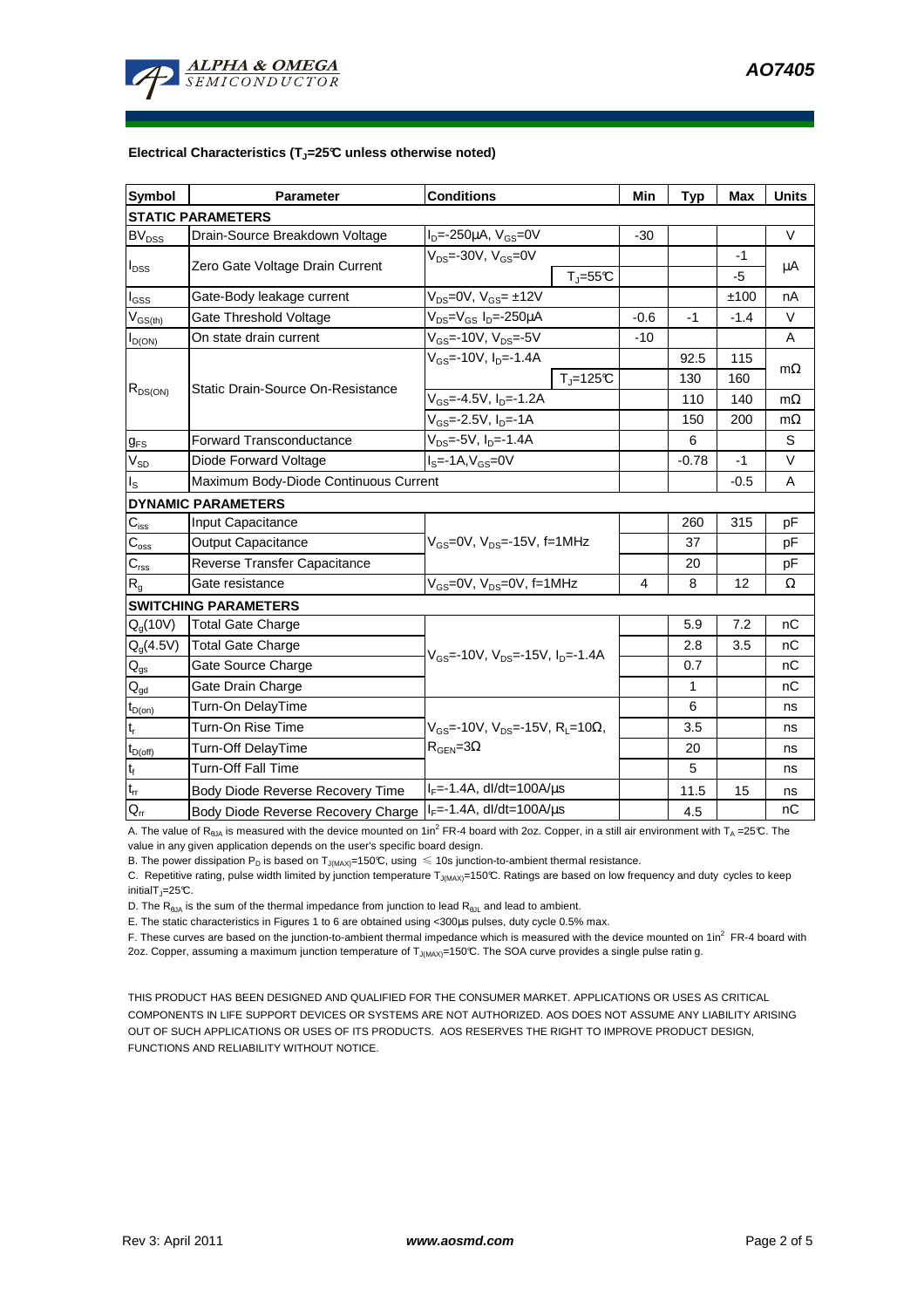**Electrical Characteristics ($T_J$=25°C unless otherwise noted)**

| Symbol | Parameter | Conditions | | Min | Typ | Max | Units |
|---|---|---|---|---|---|---|---|
| **STATIC PARAMETERS** | | | | | | | |
| $BV_{DSS}$ | Drain-Source Breakdown Voltage | $I_D$=-250µA, $V_{GS}$=0V | | -30 | | | V |
| $I_{DSS}$ | Zero Gate Voltage Drain Current | $V_{DS}$=-30V, $V_{GS}$=0V | | | | -1 | µA |
| | | | $T_J$=55°C | | | -5 | |
| $I_{GSS}$ | Gate-Body leakage current | $V_{DS}$=0V, $V_{GS}$= ±12V | | | | ±100 | nA |
| $V_{GS(th)}$ | Gate Threshold Voltage | $V_{DS}$=$V_{GS}$ $I_D$=-250µA | | -0.6 | -1 | -1.4 | V |
| $I_{D(ON)}$ | On state drain current | $V_{GS}$=-10V, $V_{DS}$=-5V | | -10 | | | A |
| $R_{DS(ON)}$ | Static Drain-Source On-Resistance | $V_{GS}$=-10V, $I_D$=-1.4A | | | 92.5 | 115 | mΩ |
| | | | $T_J$=125°C | | 130 | 160 | |
| | | $V_{GS}$=-4.5V, $I_D$=-1.2A | | | 110 | 140 | mΩ |
| | | $V_{GS}$=-2.5V, $I_D$=-1A | | | 150 | 200 | mΩ |
| $g_{FS}$ | Forward Transconductance | $V_{DS}$=-5V, $I_D$=-1.4A | | | 6 | | S |
| $V_{SD}$ | Diode Forward Voltage | $I_S$=-1A,$V_{GS}$=0V | | | -0.78 | -1 | V |
| $I_S$ | Maximum Body-Diode Continuous Current | | | | | -0.5 | A |
| **DYNAMIC PARAMETERS** | | | | | | | |
| $C_{iss}$ | Input Capacitance | $V_{GS}$=0V, $V_{DS}$=-15V, f=1MHz | | | 260 | 315 | pF |
| $C_{oss}$ | Output Capacitance | | | | 37 | | pF |
| $C_{rss}$ | Reverse Transfer Capacitance | | | | 20 | | pF |
| $R_g$ | Gate resistance | $V_{GS}$=0V, $V_{DS}$=0V, f=1MHz | | 4 | 8 | 12 | Ω |
| **SWITCHING PARAMETERS** | | | | | | | |
| $Q_g$(10V) | Total Gate Charge | $V_{GS}$=-10V, $V_{DS}$=-15V, $I_D$=-1.4A | | | 5.9 | 7.2 | nC |
| $Q_g$(4.5V) | Total Gate Charge | | | | 2.8 | 3.5 | nC |
| $Q_{gs}$ | Gate Source Charge | | | | 0.7 | | nC |
| $Q_{gd}$ | Gate Drain Charge | | | | 1 | | nC |
| $t_{D(on)}$ | Turn-On DelayTime | $V_{GS}$=-10V, $V_{DS}$=-15V, $R_L$=10Ω, $R_{GEN}$=3Ω | | | 6 | | ns |
| $t_r$ | Turn-On Rise Time | | | | 3.5 | | ns |
| $t_{D(off)}$ | Turn-Off DelayTime | | | | 20 | | ns |
| $t_f$ | Turn-Off Fall Time | | | | 5 | | ns |
| $t_{rr}$ | Body Diode Reverse Recovery Time | $I_F$=-1.4A, dI/dt=100A/µs | | | 11.5 | 15 | ns |
| $Q_{rr}$ | Body Diode Reverse Recovery Charge | $I_F$=-1.4A, dI/dt=100A/µs | | | 4.5 | | nC |

A. The value of $R_{\theta JA}$ is measured with the device mounted on 1in$^2$ FR-4 board with 2oz. Copper, in a still air environment with $T_A$ =25°C. The value in any given application depends on the user's specific board design.

B. The power dissipation $P_D$ is based on $T_{J(MAX)}$=150°C, using ≤ 10s junction-to-ambient thermal resistance.

C. Repetitive rating, pulse width limited by junction temperature $T_{J(MAX)}$=150°C. Ratings are based on low frequency and duty cycles to keep initial$T_J$=25°C.

D. The $R_{\theta JA}$ is the sum of the thermal impedance from junction to lead $R_{\theta JL}$ and lead to ambient.

E. The static characteristics in Figures 1 to 6 are obtained using <300µs pulses, duty cycle 0.5% max.

F. These curves are based on the junction-to-ambient thermal impedance which is measured with the device mounted on 1in$^2$ FR-4 board with 2oz. Copper, assuming a maximum junction temperature of $T_{J(MAX)}$=150°C. The SOA curve provides a single pulse rating.

THIS PRODUCT HAS BEEN DESIGNED AND QUALIFIED FOR THE CONSUMER MARKET. APPLICATIONS OR USES AS CRITICAL COMPONENTS IN LIFE SUPPORT DEVICES OR SYSTEMS ARE NOT AUTHORIZED. AOS DOES NOT ASSUME ANY LIABILITY ARISING OUT OF SUCH APPLICATIONS OR USES OF ITS PRODUCTS. AOS RESERVES THE RIGHT TO IMPROVE PRODUCT DESIGN, FUNCTIONS AND RELIABILITY WITHOUT NOTICE.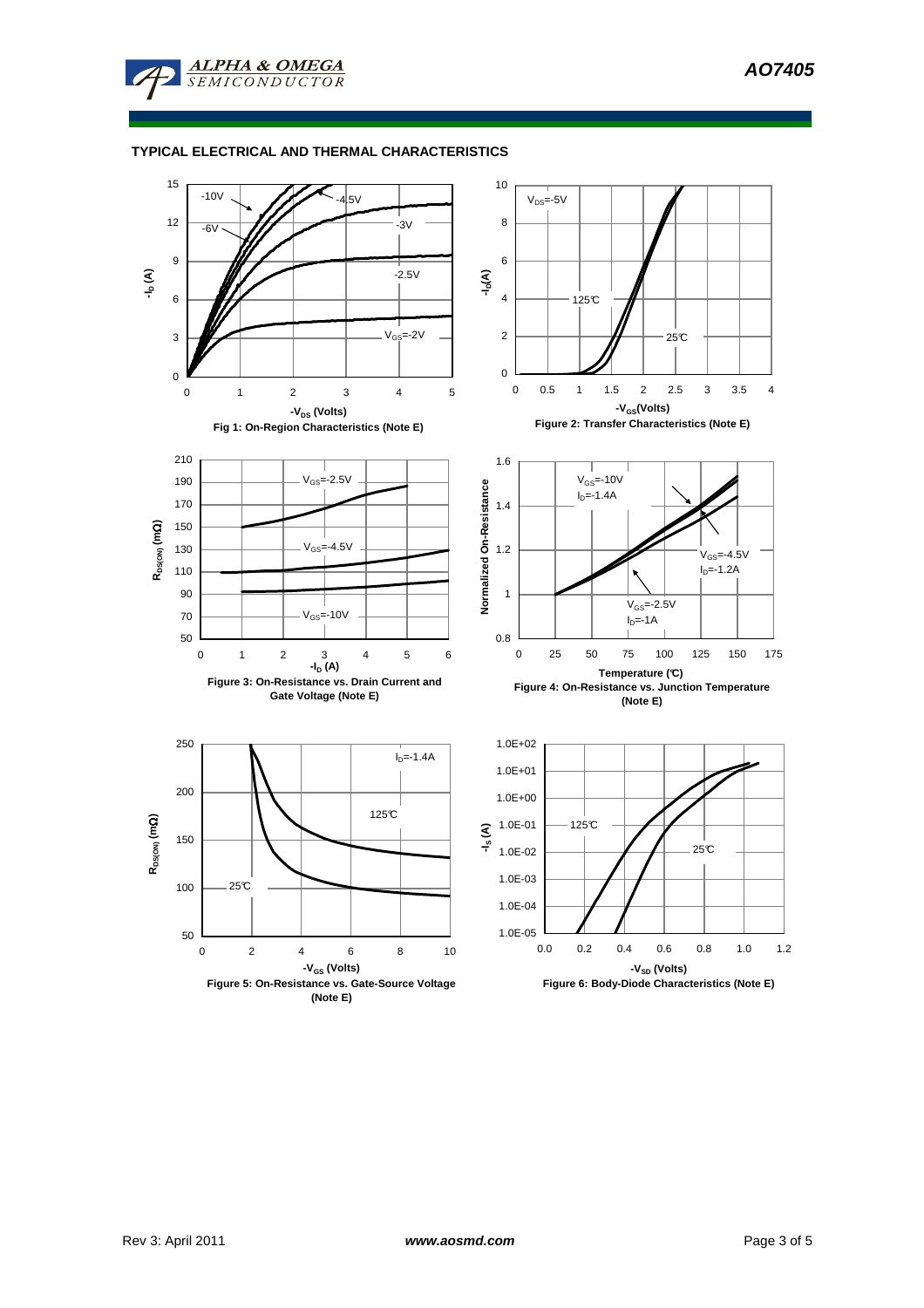## TYPICAL ELECTRICAL AND THERMAL CHARACTERISTICS

Fig 1: On-Region Characteristics (Note E)

Figure 2: Transfer Characteristics (Note E)

Figure 3: On-Resistance vs. Drain Current and Gate Voltage (Note E)

Figure 4: On-Resistance vs. Junction Temperature (Note E)

Figure 5: On-Resistance vs. Gate-Source Voltage (Note E)

Figure 6: Body-Diode Characteristics (Note E)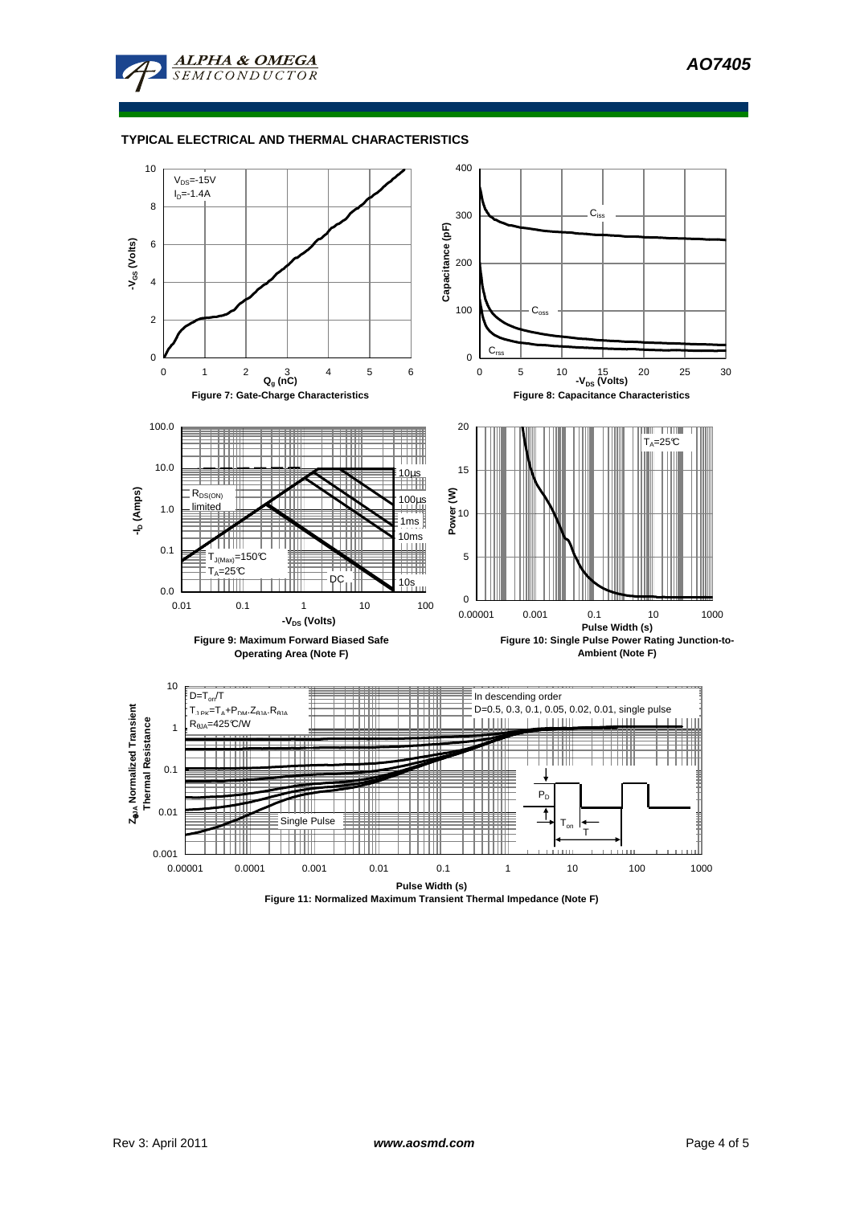## TYPICAL ELECTRICAL AND THERMAL CHARACTERISTICS

$V_{DS}$=-15V
$I_D$=-1.4A

Figure 7: Gate-Charge Characteristics

Figure 8: Capacitance Characteristics

Figure 9: Maximum Forward Biased Safe Operating Area (Note F)

Figure 10: Single Pulse Power Rating Junction-to-Ambient (Note F)

$D=T_{on}/T$
$T_{J,PK}=T_A+P_{DM}.Z_{\theta JA}.R_{\theta JA}$
$R_{\theta JA}$=425°C/W

In descending order
D=0.5, 0.3, 0.1, 0.05, 0.02, 0.01, single pulse

Figure 11: Normalized Maximum Transient Thermal Impedance (Note F)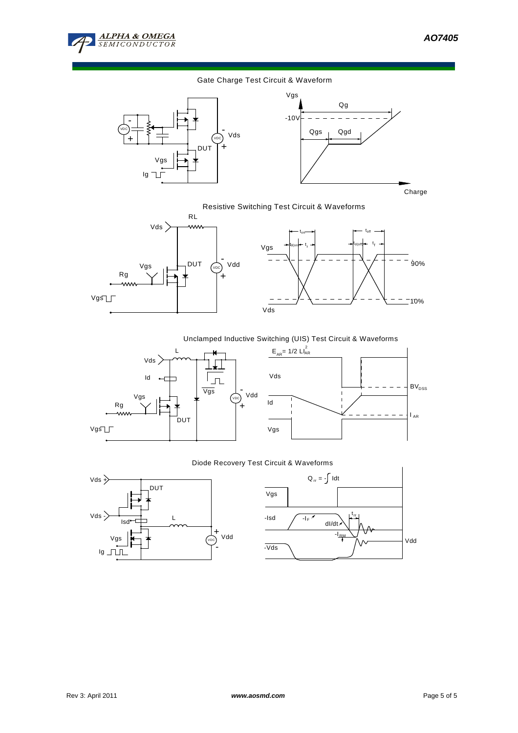## Gate Charge Test Circuit & Waveform

VDC
-
+
DUT
Vgs
Ig
VDC
-
+
Vds

Vgs
Qg
-10V
Qgs
Qgd
Charge

## Resistive Switching Test Circuit & Waveforms

RL
Vds
Vgs
Rg
Vgs
DUT
VDC
-
+
Vdd

$t_{on}$
$t_{d(on)}$
$t_r$
$t_{off}$
$t_{d(off)}$
$t_f$
Vgs
90%
10%
Vds

## Unclamped Inductive Switching (UIS) Test Circuit & Waveforms

L
Vds
Id
Vgs
Rg
Vgs
DUT
Vgs
VDC
-
+
Vdd

$E_{AR} = 1/2\ LI_{AR}^2$
Vds
Id
Vgs
$BV_{DSS}$
$I_{AR}$

## Diode Recovery Test Circuit & Waveforms

Vds +
DUT
Vds -
Isd
L
Vgs
Ig
VDC
+
-
Vdd

$Q_{rr} = -\int Idt$
Vgs
-Isd
$-I_F$
dI/dt
$t_{rr}$
$-I_{RM}$
-Vds
Vdd